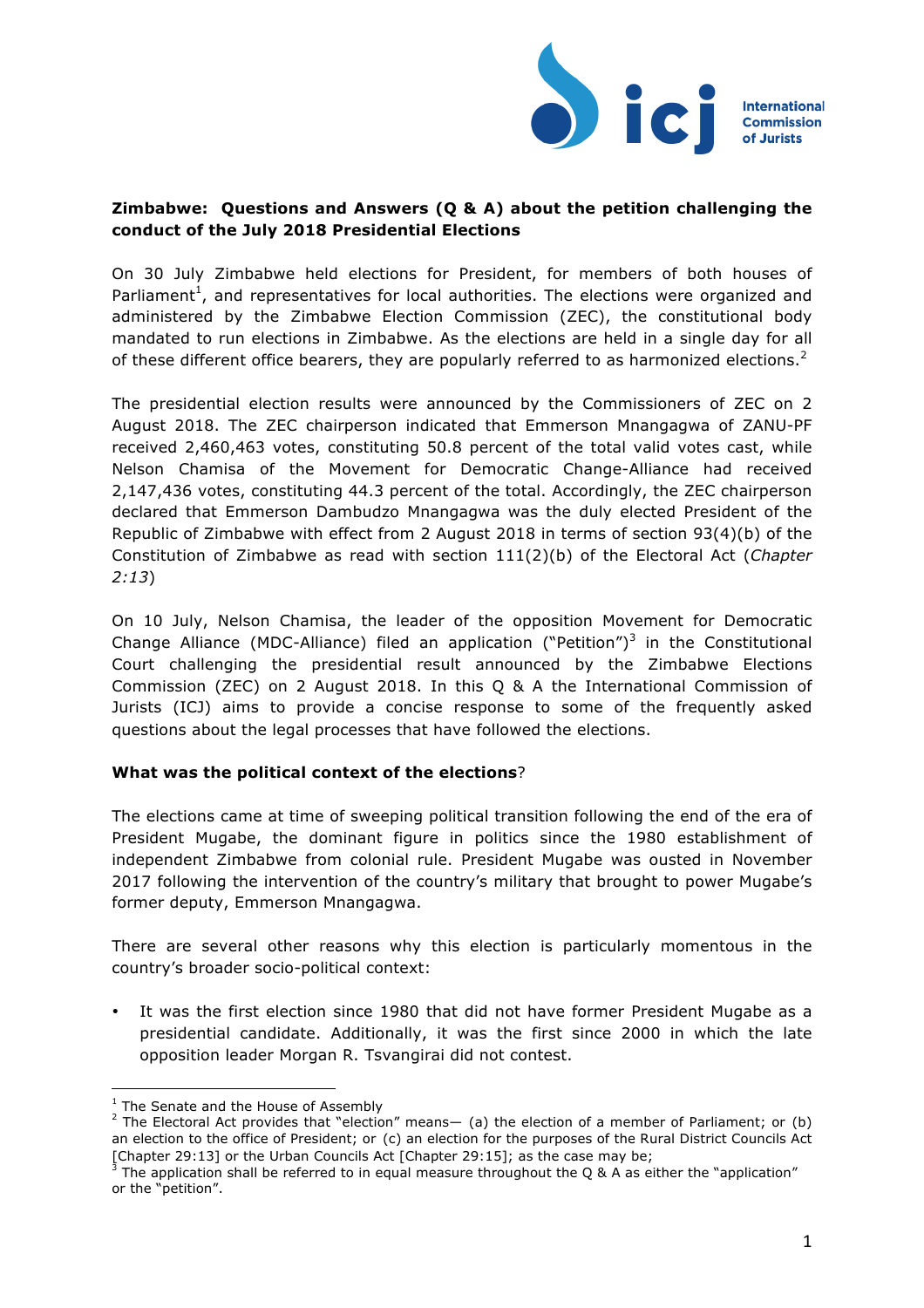**Zimbabwe: Questions and Answers (Q & A) about the petition challenging the conduct of the July 2018 Presidential Elections**

On 30 July Zimbabwe held elections for President, for members of both houses of Parliament[1], and representatives for local authorities. The elections were organized and administered by the Zimbabwe Election Commission (ZEC), the constitutional body mandated to run elections in Zimbabwe. As the elections are held in a single day for all of these different office bearers, they are popularly referred to as harmonized elections.[2]

The presidential election results were announced by the Commissioners of ZEC on 2 August 2018. The ZEC chairperson indicated that Emmerson Mnangagwa of ZANU-PF received 2,460,463 votes, constituting 50.8 percent of the total valid votes cast, while Nelson Chamisa of the Movement for Democratic Change-Alliance had received 2,147,436 votes, constituting 44.3 percent of the total. Accordingly, the ZEC chairperson declared that Emmerson Dambudzo Mnangagwa was the duly elected President of the Republic of Zimbabwe with effect from 2 August 2018 in terms of section 93(4)(b) of the Constitution of Zimbabwe as read with section 111(2)(b) of the Electoral Act (*Chapter 2:13*)

On 10 July, Nelson Chamisa, the leader of the opposition Movement for Democratic Change Alliance (MDC-Alliance) filed an application ("Petition")[3] in the Constitutional Court challenging the presidential result announced by the Zimbabwe Elections Commission (ZEC) on 2 August 2018. In this Q & A the International Commission of Jurists (ICJ) aims to provide a concise response to some of the frequently asked questions about the legal processes that have followed the elections.

**What was the political context of the elections**?

The elections came at time of sweeping political transition following the end of the era of President Mugabe, the dominant figure in politics since the 1980 establishment of independent Zimbabwe from colonial rule. President Mugabe was ousted in November 2017 following the intervention of the country's military that brought to power Mugabe's former deputy, Emmerson Mnangagwa.

There are several other reasons why this election is particularly momentous in the country's broader socio-political context:

- It was the first election since 1980 that did not have former President Mugabe as a presidential candidate. Additionally, it was the first since 2000 in which the late opposition leader Morgan R. Tsvangirai did not contest.

---

[1] The Senate and the House of Assembly

[2] The Electoral Act provides that "election" means— (a) the election of a member of Parliament; or (b) an election to the office of President; or (c) an election for the purposes of the Rural District Councils Act [Chapter 29:13] or the Urban Councils Act [Chapter 29:15]; as the case may be;

[3] The application shall be referred to in equal measure throughout the Q & A as either the "application" or the "petition".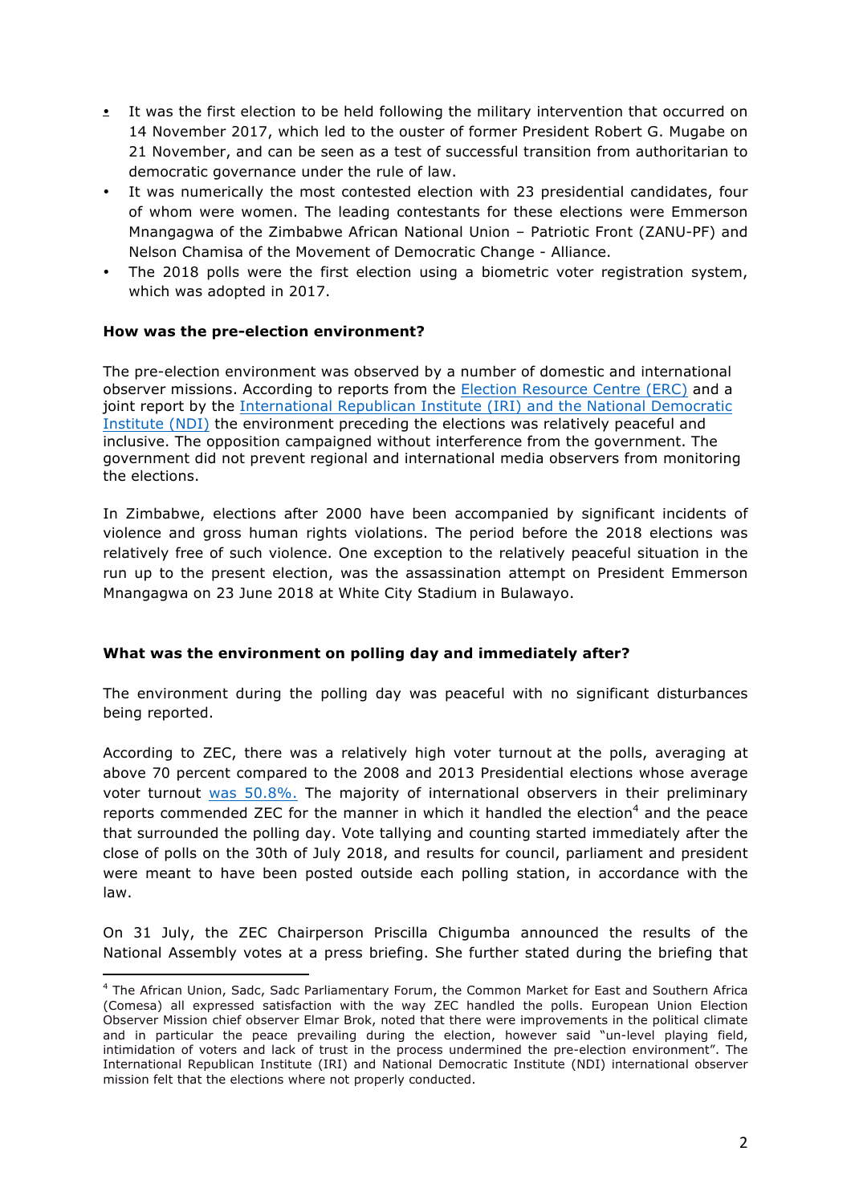- It was the first election to be held following the military intervention that occurred on 14 November 2017, which led to the ouster of former President Robert G. Mugabe on 21 November, and can be seen as a test of successful transition from authoritarian to democratic governance under the rule of law.
- It was numerically the most contested election with 23 presidential candidates, four of whom were women. The leading contestants for these elections were Emmerson Mnangagwa of the Zimbabwe African National Union – Patriotic Front (ZANU-PF) and Nelson Chamisa of the Movement of Democratic Change - Alliance.
- The 2018 polls were the first election using a biometric voter registration system, which was adopted in 2017.

**How was the pre-election environment?**

The pre-election environment was observed by a number of domestic and international observer missions. According to reports from the Election Resource Centre (ERC) and a joint report by the International Republican Institute (IRI) and the National Democratic Institute (NDI) the environment preceding the elections was relatively peaceful and inclusive. The opposition campaigned without interference from the government. The government did not prevent regional and international media observers from monitoring the elections.

In Zimbabwe, elections after 2000 have been accompanied by significant incidents of violence and gross human rights violations. The period before the 2018 elections was relatively free of such violence. One exception to the relatively peaceful situation in the run up to the present election, was the assassination attempt on President Emmerson Mnangagwa on 23 June 2018 at White City Stadium in Bulawayo.

**What was the environment on polling day and immediately after?**

The environment during the polling day was peaceful with no significant disturbances being reported.

According to ZEC, there was a relatively high voter turnout at the polls, averaging at above 70 percent compared to the 2008 and 2013 Presidential elections whose average voter turnout was 50.8%. The majority of international observers in their preliminary reports commended ZEC for the manner in which it handled the election[4] and the peace that surrounded the polling day. Vote tallying and counting started immediately after the close of polls on the 30th of July 2018, and results for council, parliament and president were meant to have been posted outside each polling station, in accordance with the law.

On 31 July, the ZEC Chairperson Priscilla Chigumba announced the results of the National Assembly votes at a press briefing. She further stated during the briefing that

---

[4] The African Union, Sadc, Sadc Parliamentary Forum, the Common Market for East and Southern Africa (Comesa) all expressed satisfaction with the way ZEC handled the polls. European Union Election Observer Mission chief observer Elmar Brok, noted that there were improvements in the political climate and in particular the peace prevailing during the election, however said "un-level playing field, intimidation of voters and lack of trust in the process undermined the pre-election environment". The International Republican Institute (IRI) and National Democratic Institute (NDI) international observer mission felt that the elections where not properly conducted.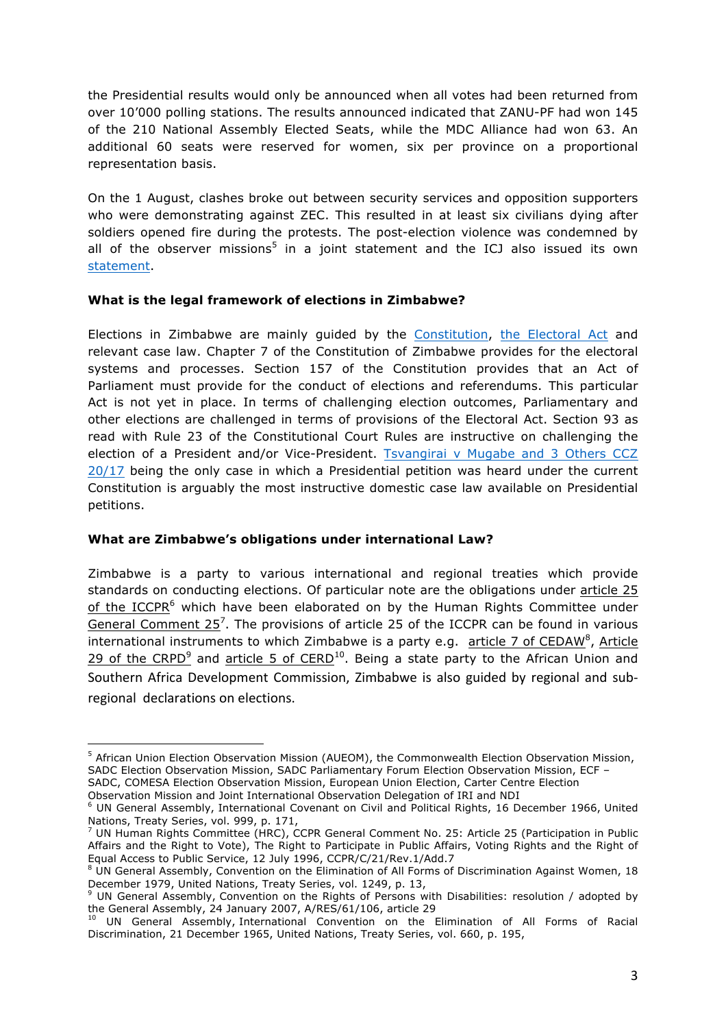the Presidential results would only be announced when all votes had been returned from over 10'000 polling stations. The results announced indicated that ZANU-PF had won 145 of the 210 National Assembly Elected Seats, while the MDC Alliance had won 63. An additional 60 seats were reserved for women, six per province on a proportional representation basis.

On the 1 August, clashes broke out between security services and opposition supporters who were demonstrating against ZEC. This resulted in at least six civilians dying after soldiers opened fire during the protests. The post-election violence was condemned by all of the observer missions[5] in a joint statement and the ICJ also issued its own statement.

**What is the legal framework of elections in Zimbabwe?**

Elections in Zimbabwe are mainly guided by the Constitution, the Electoral Act and relevant case law. Chapter 7 of the Constitution of Zimbabwe provides for the electoral systems and processes. Section 157 of the Constitution provides that an Act of Parliament must provide for the conduct of elections and referendums. This particular Act is not yet in place. In terms of challenging election outcomes, Parliamentary and other elections are challenged in terms of provisions of the Electoral Act. Section 93 as read with Rule 23 of the Constitutional Court Rules are instructive on challenging the election of a President and/or Vice-President. Tsvangirai v Mugabe and 3 Others CCZ 20/17 being the only case in which a Presidential petition was heard under the current Constitution is arguably the most instructive domestic case law available on Presidential petitions.

**What are Zimbabwe's obligations under international Law?**

Zimbabwe is a party to various international and regional treaties which provide standards on conducting elections. Of particular note are the obligations under article 25 of the ICCPR[6] which have been elaborated on by the Human Rights Committee under General Comment 25[7]. The provisions of article 25 of the ICCPR can be found in various international instruments to which Zimbabwe is a party e.g. article 7 of CEDAW[8], Article 29 of the CRPD[9] and article 5 of CERD[10]. Being a state party to the African Union and Southern Africa Development Commission, Zimbabwe is also guided by regional and sub-regional declarations on elections.

---

[5] African Union Election Observation Mission (AUEOM), the Commonwealth Election Observation Mission, SADC Election Observation Mission, SADC Parliamentary Forum Election Observation Mission, ECF – SADC, COMESA Election Observation Mission, European Union Election, Carter Centre Election Observation Mission and Joint International Observation Delegation of IRI and NDI

[6] UN General Assembly, International Covenant on Civil and Political Rights, 16 December 1966, United Nations, Treaty Series, vol. 999, p. 171,

[7] UN Human Rights Committee (HRC), CCPR General Comment No. 25: Article 25 (Participation in Public Affairs and the Right to Vote), The Right to Participate in Public Affairs, Voting Rights and the Right of Equal Access to Public Service, 12 July 1996, CCPR/C/21/Rev.1/Add.7

[8] UN General Assembly, Convention on the Elimination of All Forms of Discrimination Against Women, 18 December 1979, United Nations, Treaty Series, vol. 1249, p. 13,

[9] UN General Assembly, Convention on the Rights of Persons with Disabilities: resolution / adopted by the General Assembly, 24 January 2007, A/RES/61/106, article 29

[10] UN General Assembly, International Convention on the Elimination of All Forms of Racial Discrimination, 21 December 1965, United Nations, Treaty Series, vol. 660, p. 195,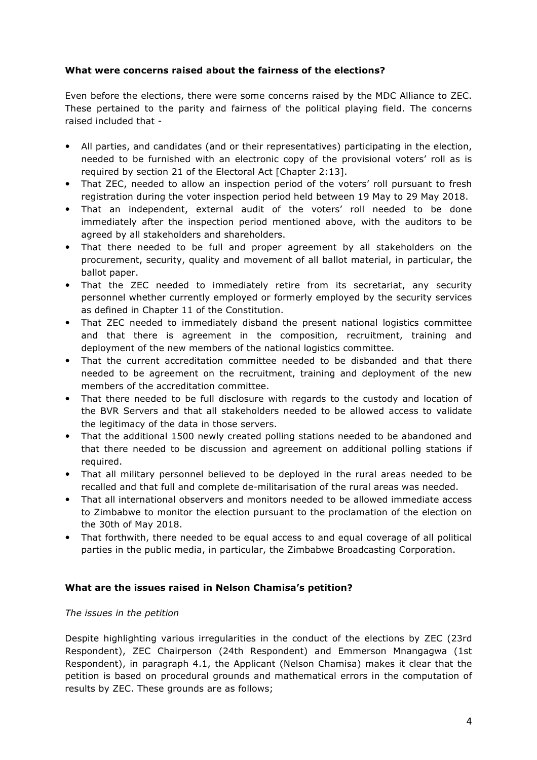**What were concerns raised about the fairness of the elections?**

Even before the elections, there were some concerns raised by the MDC Alliance to ZEC. These pertained to the parity and fairness of the political playing field. The concerns raised included that -

- All parties, and candidates (and or their representatives) participating in the election, needed to be furnished with an electronic copy of the provisional voters' roll as is required by section 21 of the Electoral Act [Chapter 2:13].
- That ZEC, needed to allow an inspection period of the voters' roll pursuant to fresh registration during the voter inspection period held between 19 May to 29 May 2018.
- That an independent, external audit of the voters' roll needed to be done immediately after the inspection period mentioned above, with the auditors to be agreed by all stakeholders and shareholders.
- That there needed to be full and proper agreement by all stakeholders on the procurement, security, quality and movement of all ballot material, in particular, the ballot paper.
- That the ZEC needed to immediately retire from its secretariat, any security personnel whether currently employed or formerly employed by the security services as defined in Chapter 11 of the Constitution.
- That ZEC needed to immediately disband the present national logistics committee and that there is agreement in the composition, recruitment, training and deployment of the new members of the national logistics committee.
- That the current accreditation committee needed to be disbanded and that there needed to be agreement on the recruitment, training and deployment of the new members of the accreditation committee.
- That there needed to be full disclosure with regards to the custody and location of the BVR Servers and that all stakeholders needed to be allowed access to validate the legitimacy of the data in those servers.
- That the additional 1500 newly created polling stations needed to be abandoned and that there needed to be discussion and agreement on additional polling stations if required.
- That all military personnel believed to be deployed in the rural areas needed to be recalled and that full and complete de-militarisation of the rural areas was needed.
- That all international observers and monitors needed to be allowed immediate access to Zimbabwe to monitor the election pursuant to the proclamation of the election on the 30th of May 2018.
- That forthwith, there needed to be equal access to and equal coverage of all political parties in the public media, in particular, the Zimbabwe Broadcasting Corporation.

**What are the issues raised in Nelson Chamisa's petition?**

*The issues in the petition*

Despite highlighting various irregularities in the conduct of the elections by ZEC (23rd Respondent), ZEC Chairperson (24th Respondent) and Emmerson Mnangagwa (1st Respondent), in paragraph 4.1, the Applicant (Nelson Chamisa) makes it clear that the petition is based on procedural grounds and mathematical errors in the computation of results by ZEC. These grounds are as follows;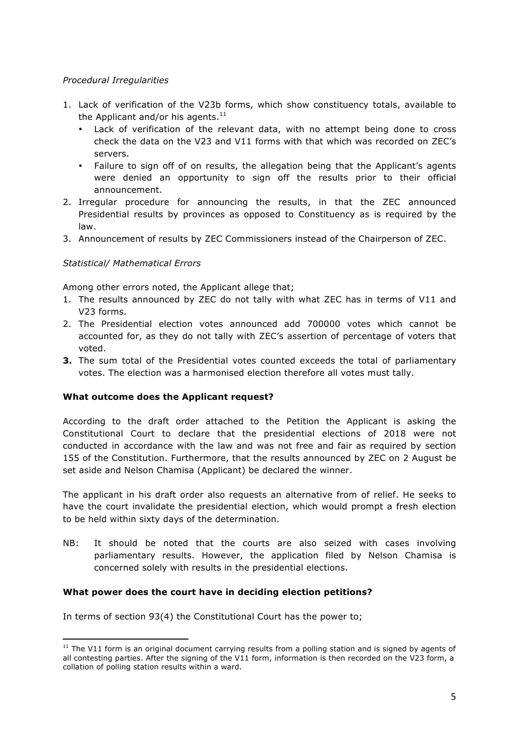*Procedural Irregularities*

1. Lack of verification of the V23b forms, which show constituency totals, available to the Applicant and/or his agents.[11]
   - Lack of verification of the relevant data, with no attempt being done to cross check the data on the V23 and V11 forms with that which was recorded on ZEC's servers.
   - Failure to sign off of on results, the allegation being that the Applicant's agents were denied an opportunity to sign off the results prior to their official announcement.
2. Irregular procedure for announcing the results, in that the ZEC announced Presidential results by provinces as opposed to Constituency as is required by the law.
3. Announcement of results by ZEC Commissioners instead of the Chairperson of ZEC.

*Statistical/ Mathematical Errors*

Among other errors noted, the Applicant allege that;

1. The results announced by ZEC do not tally with what ZEC has in terms of V11 and V23 forms.
2. The Presidential election votes announced add 700000 votes which cannot be accounted for, as they do not tally with ZEC's assertion of percentage of voters that voted.
3. The sum total of the Presidential votes counted exceeds the total of parliamentary votes. The election was a harmonised election therefore all votes must tally.

**What outcome does the Applicant request?**

According to the draft order attached to the Petition the Applicant is asking the Constitutional Court to declare that the presidential elections of 2018 were not conducted in accordance with the law and was not free and fair as required by section 155 of the Constitution. Furthermore, that the results announced by ZEC on 2 August be set aside and Nelson Chamisa (Applicant) be declared the winner.

The applicant in his draft order also requests an alternative from of relief. He seeks to have the court invalidate the presidential election, which would prompt a fresh election to be held within sixty days of the determination.

NB: It should be noted that the courts are also seized with cases involving parliamentary results. However, the application filed by Nelson Chamisa is concerned solely with results in the presidential elections.

**What power does the court have in deciding election petitions?**

In terms of section 93(4) the Constitutional Court has the power to;

---

[11] The V11 form is an original document carrying results from a polling station and is signed by agents of all contesting parties. After the signing of the V11 form, information is then recorded on the V23 form, a collation of polling station results within a ward.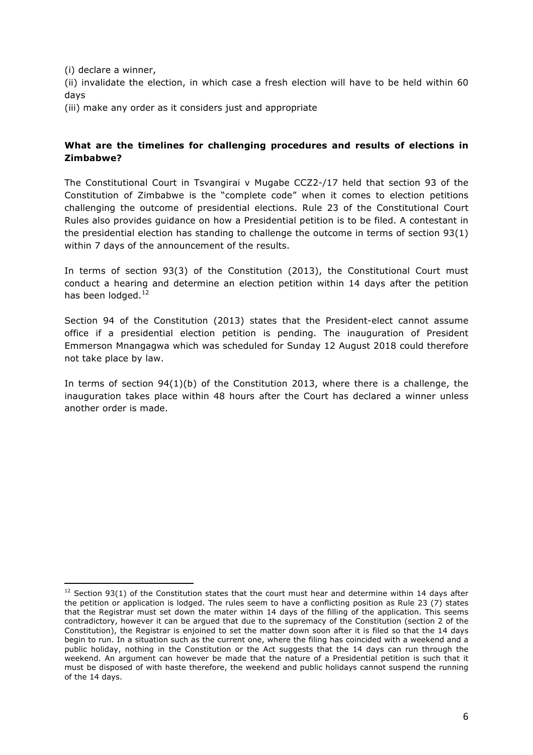(i) declare a winner,

(ii) invalidate the election, in which case a fresh election will have to be held within 60 days

(iii) make any order as it considers just and appropriate

**What are the timelines for challenging procedures and results of elections in Zimbabwe?**

The Constitutional Court in Tsvangirai v Mugabe CCZ2-/17 held that section 93 of the Constitution of Zimbabwe is the "complete code" when it comes to election petitions challenging the outcome of presidential elections. Rule 23 of the Constitutional Court Rules also provides guidance on how a Presidential petition is to be filed. A contestant in the presidential election has standing to challenge the outcome in terms of section 93(1) within 7 days of the announcement of the results.

In terms of section 93(3) of the Constitution (2013), the Constitutional Court must conduct a hearing and determine an election petition within 14 days after the petition has been lodged.[12]

Section 94 of the Constitution (2013) states that the President-elect cannot assume office if a presidential election petition is pending. The inauguration of President Emmerson Mnangagwa which was scheduled for Sunday 12 August 2018 could therefore not take place by law.

In terms of section 94(1)(b) of the Constitution 2013, where there is a challenge, the inauguration takes place within 48 hours after the Court has declared a winner unless another order is made.

---

[12] Section 93(1) of the Constitution states that the court must hear and determine within 14 days after the petition or application is lodged. The rules seem to have a conflicting position as Rule 23 (7) states that the Registrar must set down the mater within 14 days of the filling of the application. This seems contradictory, however it can be argued that due to the supremacy of the Constitution (section 2 of the Constitution), the Registrar is enjoined to set the matter down soon after it is filed so that the 14 days begin to run. In a situation such as the current one, where the filing has coincided with a weekend and a public holiday, nothing in the Constitution or the Act suggests that the 14 days can run through the weekend. An argument can however be made that the nature of a Presidential petition is such that it must be disposed of with haste therefore, the weekend and public holidays cannot suspend the running of the 14 days.